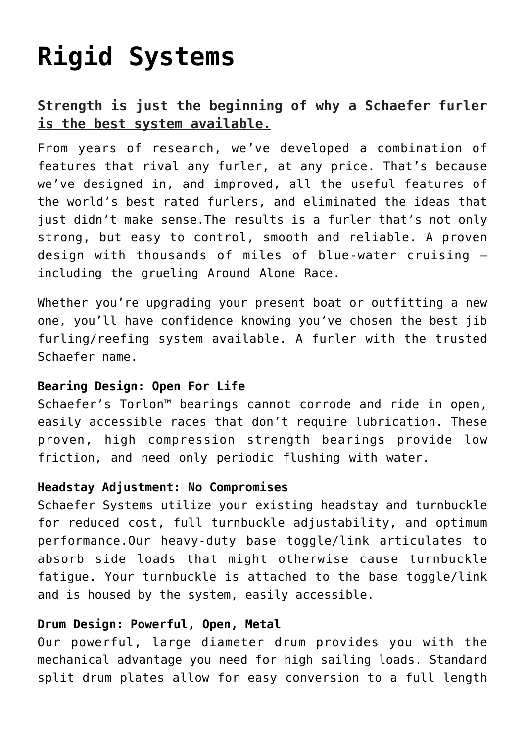# Rigid Systems

## Strength is just the beginning of why a Schaefer furler is the best system available.

From years of research, we've developed a combination of features that rival any furler, at any price. That's because we've designed in, and improved, all the useful features of the world's best rated furlers, and eliminated the ideas that just didn't make sense.The results is a furler that's not only strong, but easy to control, smooth and reliable. A proven design with thousands of miles of blue-water cruising – including the grueling Around Alone Race.

Whether you're upgrading your present boat or outfitting a new one, you'll have confidence knowing you've chosen the best jib furling/reefing system available. A furler with the trusted Schaefer name.

**Bearing Design: Open For Life**
Schaefer's Torlon™ bearings cannot corrode and ride in open, easily accessible races that don't require lubrication. These proven, high compression strength bearings provide low friction, and need only periodic flushing with water.

**Headstay Adjustment: No Compromises**
Schaefer Systems utilize your existing headstay and turnbuckle for reduced cost, full turnbuckle adjustability, and optimum performance.Our heavy-duty base toggle/link articulates to absorb side loads that might otherwise cause turnbuckle fatigue. Your turnbuckle is attached to the base toggle/link and is housed by the system, easily accessible.

**Drum Design: Powerful, Open, Metal**
Our powerful, large diameter drum provides you with the mechanical advantage you need for high sailing loads. Standard split drum plates allow for easy conversion to a full length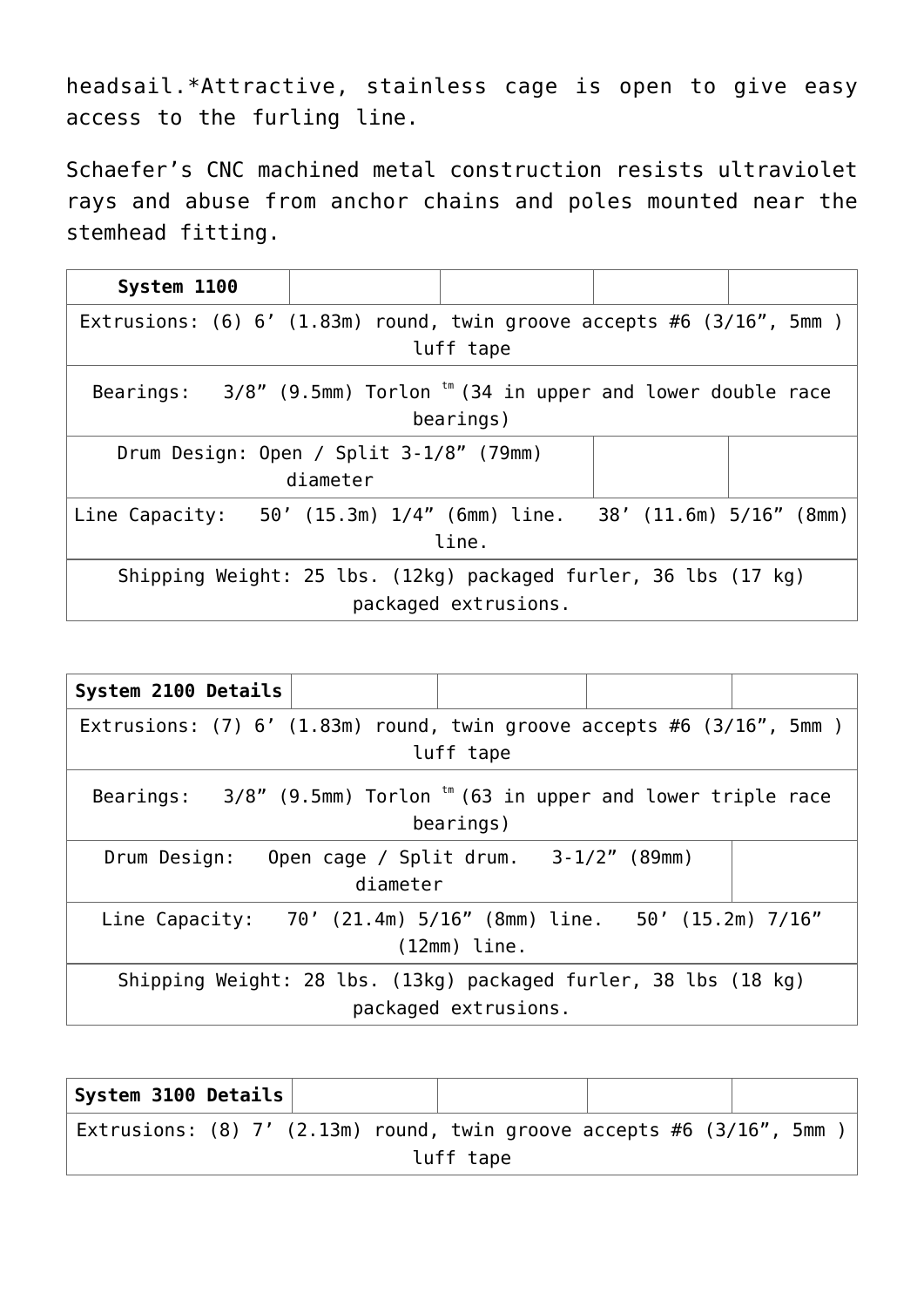headsail.*Attractive, stainless cage is open to give easy access to the furling line.

Schaefer's CNC machined metal construction resists ultraviolet rays and abuse from anchor chains and poles mounted near the stemhead fitting.

| **System 1100** | | | | |
|---|---|---|---|---|
| Extrusions: (6) 6' (1.83m) round, twin groove accepts #6 (3/16", 5mm ) luff tape | | | | |
| Bearings: 3/8" (9.5mm) Torlon tm (34 in upper and lower double race bearings) | | | | |
| Drum Design: Open / Split 3-1/8" (79mm) diameter | | | | |
| Line Capacity: 50' (15.3m) 1/4" (6mm) line. 38' (11.6m) 5/16" (8mm) line. | | | | |
| Shipping Weight: 25 lbs. (12kg) packaged furler, 36 lbs (17 kg) packaged extrusions. | | | | |

| **System 2100 Details** | | | | |
|---|---|---|---|---|
| Extrusions: (7) 6' (1.83m) round, twin groove accepts #6 (3/16", 5mm ) luff tape | | | | |
| Bearings: 3/8" (9.5mm) Torlon tm (63 in upper and lower triple race bearings) | | | | |
| Drum Design: Open cage / Split drum. 3-1/2" (89mm) diameter | | | | |
| Line Capacity: 70' (21.4m) 5/16" (8mm) line. 50' (15.2m) 7/16" (12mm) line. | | | | |
| Shipping Weight: 28 lbs. (13kg) packaged furler, 38 lbs (18 kg) packaged extrusions. | | | | |

| **System 3100 Details** | | | | |
|---|---|---|---|---|
| Extrusions: (8) 7' (2.13m) round, twin groove accepts #6 (3/16", 5mm ) luff tape | | | | |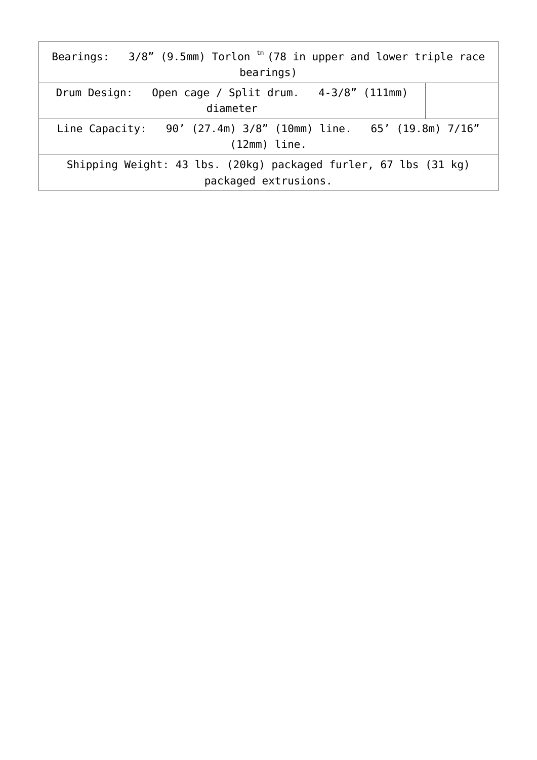| | |
|---|---|
| Bearings: 3/8” (9.5mm) Torlon ™ (78 in upper and lower triple race bearings) | |
| Drum Design: Open cage / Split drum. 4-3/8” (111mm) diameter | |
| Line Capacity: 90’ (27.4m) 3/8” (10mm) line. 65’ (19.8m) 7/16” (12mm) line. | |
| Shipping Weight: 43 lbs. (20kg) packaged furler, 67 lbs (31 kg) packaged extrusions. | |